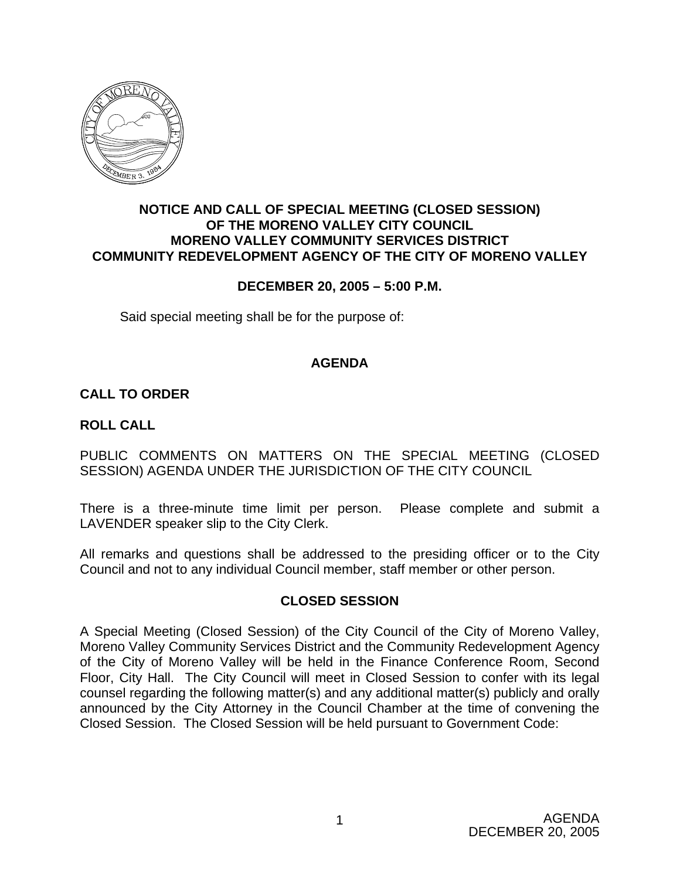**NOTICE AND CALL OF SPECIAL MEETING (CLOSED SESSION) OF THE MORENO VALLEY CITY COUNCIL MORENO VALLEY COMMUNITY SERVICES DISTRICT COMMUNITY REDEVELOPMENT AGENCY OF THE CITY OF MORENO VALLEY**

**DECEMBER 20, 2005 – 5:00 P.M.**

Said special meeting shall be for the purpose of:

## AGENDA

### CALL TO ORDER

### ROLL CALL

PUBLIC COMMENTS ON MATTERS ON THE SPECIAL MEETING (CLOSED SESSION) AGENDA UNDER THE JURISDICTION OF THE CITY COUNCIL

There is a three-minute time limit per person. Please complete and submit a LAVENDER speaker slip to the City Clerk.

All remarks and questions shall be addressed to the presiding officer or to the City Council and not to any individual Council member, staff member or other person.

## CLOSED SESSION

A Special Meeting (Closed Session) of the City Council of the City of Moreno Valley, Moreno Valley Community Services District and the Community Redevelopment Agency of the City of Moreno Valley will be held in the Finance Conference Room, Second Floor, City Hall. The City Council will meet in Closed Session to confer with its legal counsel regarding the following matter(s) and any additional matter(s) publicly and orally announced by the City Attorney in the Council Chamber at the time of convening the Closed Session. The Closed Session will be held pursuant to Government Code: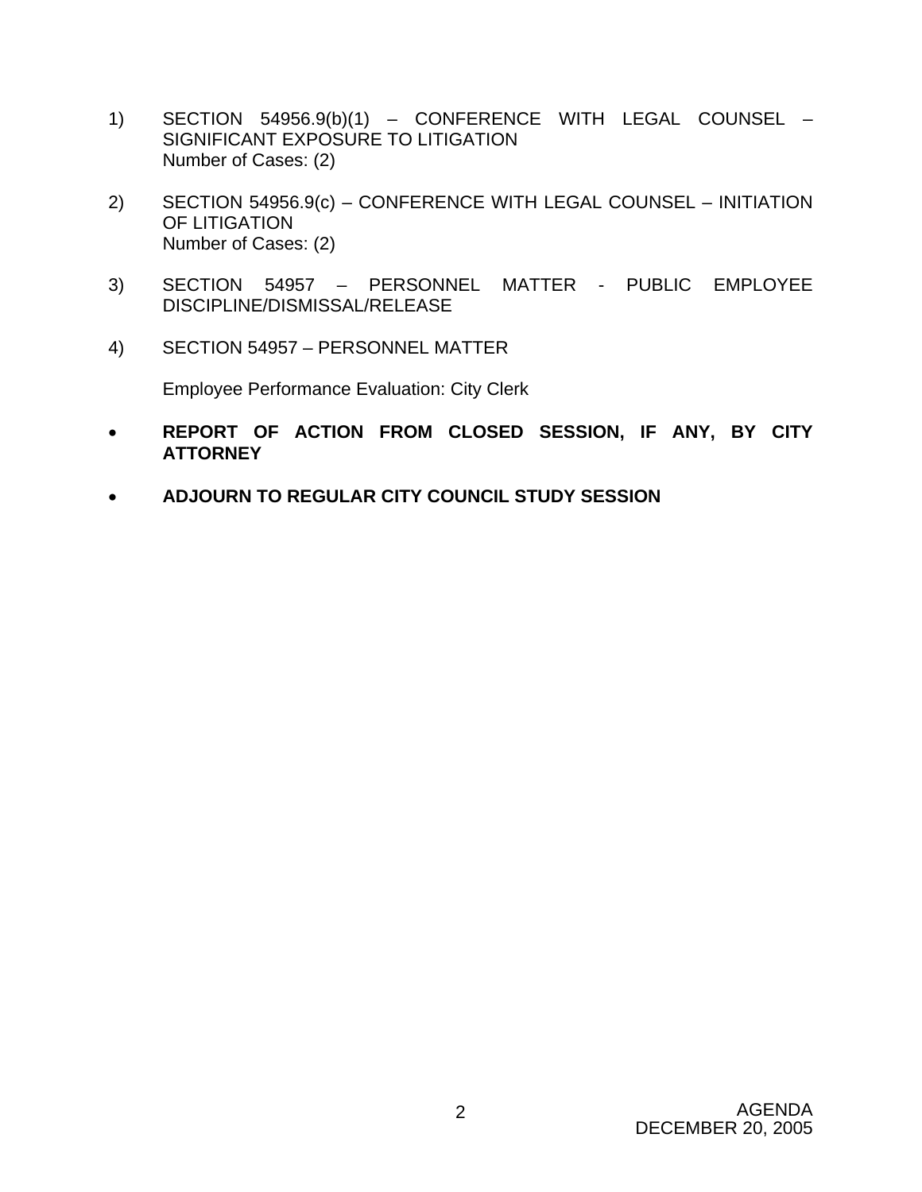1) SECTION 54956.9(b)(1) – CONFERENCE WITH LEGAL COUNSEL – SIGNIFICANT EXPOSURE TO LITIGATION
   Number of Cases: (2)

2) SECTION 54956.9(c) – CONFERENCE WITH LEGAL COUNSEL – INITIATION OF LITIGATION
   Number of Cases: (2)

3) SECTION 54957 – PERSONNEL MATTER - PUBLIC EMPLOYEE DISCIPLINE/DISMISSAL/RELEASE

4) SECTION 54957 – PERSONNEL MATTER

   Employee Performance Evaluation: City Clerk

- **REPORT OF ACTION FROM CLOSED SESSION, IF ANY, BY CITY ATTORNEY**

- **ADJOURN TO REGULAR CITY COUNCIL STUDY SESSION**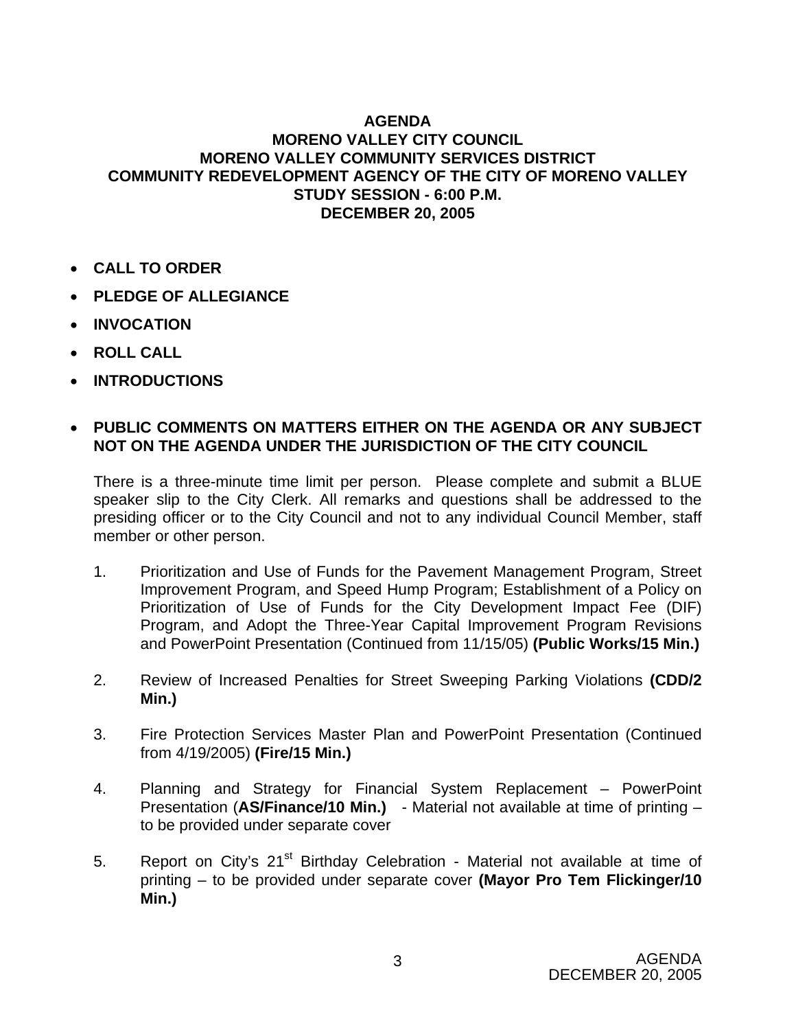**AGENDA**
**MORENO VALLEY CITY COUNCIL**
**MORENO VALLEY COMMUNITY SERVICES DISTRICT**
**COMMUNITY REDEVELOPMENT AGENCY OF THE CITY OF MORENO VALLEY**
**STUDY SESSION - 6:00 P.M.**
**DECEMBER 20, 2005**

- **CALL TO ORDER**
- **PLEDGE OF ALLEGIANCE**
- **INVOCATION**
- **ROLL CALL**
- **INTRODUCTIONS**

- **PUBLIC COMMENTS ON MATTERS EITHER ON THE AGENDA OR ANY SUBJECT NOT ON THE AGENDA UNDER THE JURISDICTION OF THE CITY COUNCIL**

  There is a three-minute time limit per person. Please complete and submit a BLUE speaker slip to the City Clerk. All remarks and questions shall be addressed to the presiding officer or to the City Council and not to any individual Council Member, staff member or other person.

1. Prioritization and Use of Funds for the Pavement Management Program, Street Improvement Program, and Speed Hump Program; Establishment of a Policy on Prioritization of Use of Funds for the City Development Impact Fee (DIF) Program, and Adopt the Three-Year Capital Improvement Program Revisions and PowerPoint Presentation (Continued from 11/15/05) **(Public Works/15 Min.)**

2. Review of Increased Penalties for Street Sweeping Parking Violations **(CDD/2 Min.)**

3. Fire Protection Services Master Plan and PowerPoint Presentation (Continued from 4/19/2005) **(Fire/15 Min.)**

4. Planning and Strategy for Financial System Replacement – PowerPoint Presentation (**AS/Finance/10 Min.)** - Material not available at time of printing – to be provided under separate cover

5. Report on City's 21st Birthday Celebration - Material not available at time of printing – to be provided under separate cover **(Mayor Pro Tem Flickinger/10 Min.)**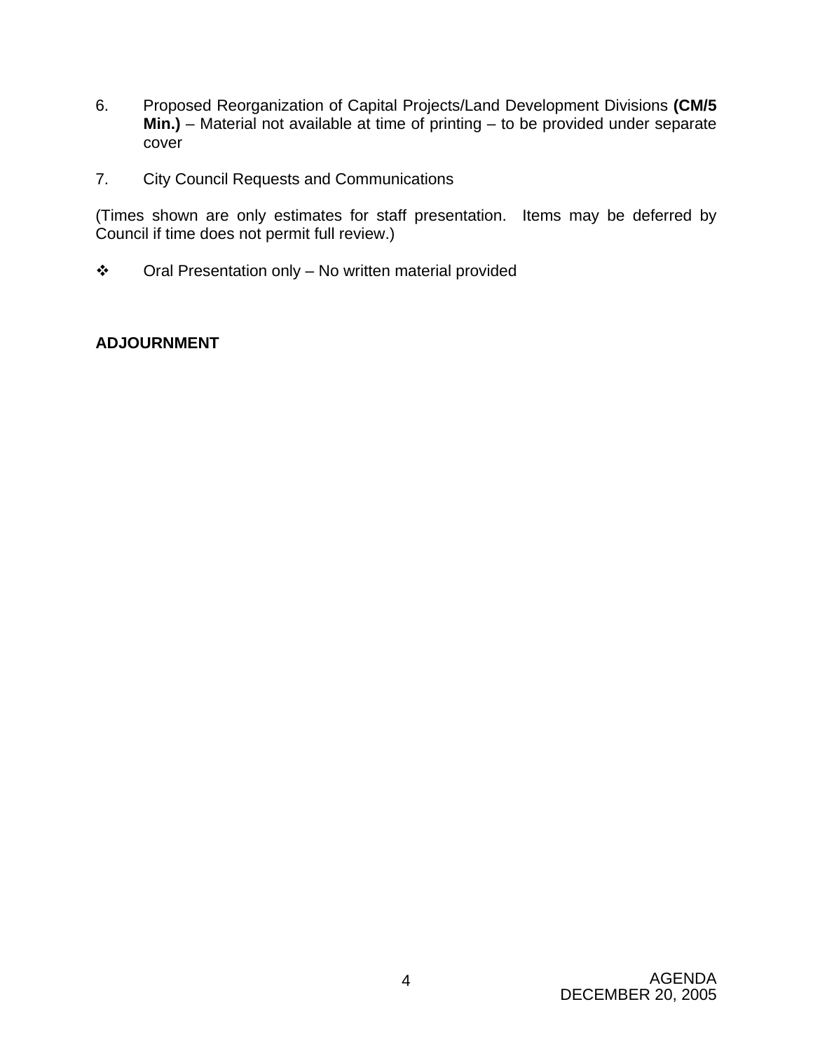6. Proposed Reorganization of Capital Projects/Land Development Divisions **(CM/5 Min.)** – Material not available at time of printing – to be provided under separate cover

7. City Council Requests and Communications

(Times shown are only estimates for staff presentation. Items may be deferred by Council if time does not permit full review.)

❖ Oral Presentation only – No written material provided

**ADJOURNMENT**